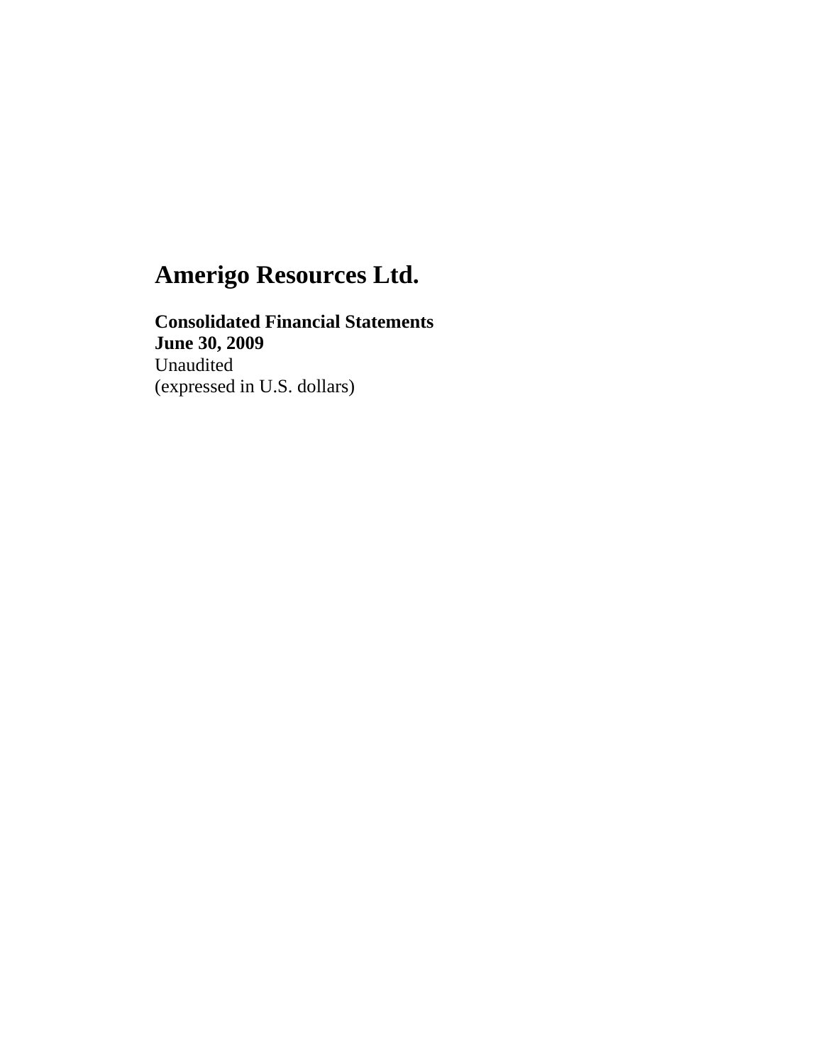# Amerigo Resources Ltd.

**Consolidated Financial Statements**
**June 30, 2009**
Unaudited
(expressed in U.S. dollars)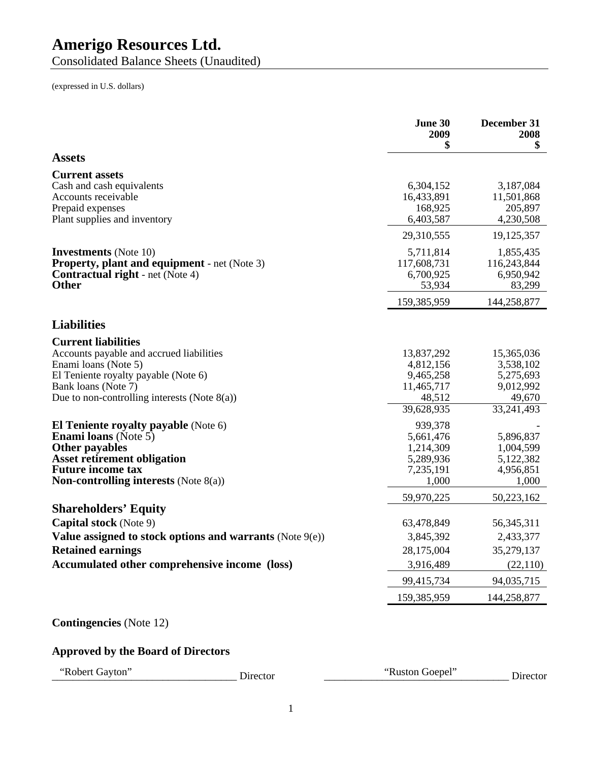# Amerigo Resources Ltd.

Consolidated Balance Sheets (Unaudited)

(expressed in U.S. dollars)

| | June 30 2009 $ | December 31 2008 $ |
|---|---|---|
| **Assets** | | |
| **Current assets** | | |
| Cash and cash equivalents | 6,304,152 | 3,187,084 |
| Accounts receivable | 16,433,891 | 11,501,868 |
| Prepaid expenses | 168,925 | 205,897 |
| Plant supplies and inventory | 6,403,587 | 4,230,508 |
| | 29,310,555 | 19,125,357 |
| **Investments** (Note 10) | 5,711,814 | 1,855,435 |
| **Property, plant and equipment** - net (Note 3) | 117,608,731 | 116,243,844 |
| **Contractual right** - net (Note 4) | 6,700,925 | 6,950,942 |
| **Other** | 53,934 | 83,299 |
| | 159,385,959 | 144,258,877 |
| **Liabilities** | | |
| **Current liabilities** | | |
| Accounts payable and accrued liabilities | 13,837,292 | 15,365,036 |
| Enami loans (Note 5) | 4,812,156 | 3,538,102 |
| El Teniente royalty payable (Note 6) | 9,465,258 | 5,275,693 |
| Bank loans (Note 7) | 11,465,717 | 9,012,992 |
| Due to non-controlling interests (Note 8(a)) | 48,512 | 49,670 |
| | 39,628,935 | 33,241,493 |
| **El Teniente royalty payable** (Note 6) | 939,378 | - |
| **Enami loans** (Note 5) | 5,661,476 | 5,896,837 |
| **Other payables** | 1,214,309 | 1,004,599 |
| **Asset retirement obligation** | 5,289,936 | 5,122,382 |
| **Future income tax** | 7,235,191 | 4,956,851 |
| **Non-controlling interests** (Note 8(a)) | 1,000 | 1,000 |
| | 59,970,225 | 50,223,162 |
| **Shareholders' Equity** | | |
| **Capital stock** (Note 9) | 63,478,849 | 56,345,311 |
| **Value assigned to stock options and warrants** (Note 9(e)) | 3,845,392 | 2,433,377 |
| **Retained earnings** | 28,175,004 | 35,279,137 |
| **Accumulated other comprehensive income (loss)** | 3,916,489 | (22,110) |
| | 99,415,734 | 94,035,715 |
| | 159,385,959 | 144,258,877 |

**Contingencies** (Note 12)

**Approved by the Board of Directors**

"Robert Gayton" Director &nbsp;&nbsp;&nbsp;&nbsp; "Ruston Goepel" Director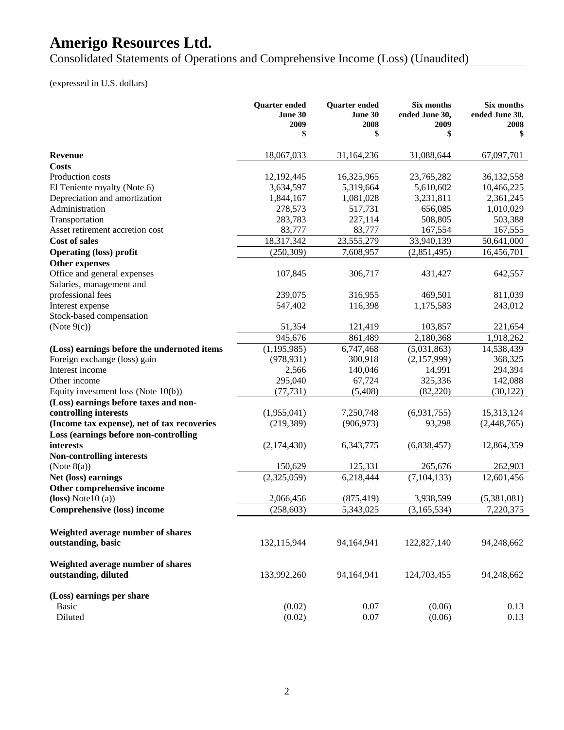# Amerigo Resources Ltd.

Consolidated Statements of Operations and Comprehensive Income (Loss) (Unaudited)

(expressed in U.S. dollars)

| | Quarter ended June 30 2009 $ | Quarter ended June 30 2008 $ | Six months ended June 30, 2009 $ | Six months ended June 30, 2008 $ |
|---|---|---|---|---|
| **Revenue** | 18,067,033 | 31,164,236 | 31,088,644 | 67,097,701 |
| **Costs** | | | | |
| Production costs | 12,192,445 | 16,325,965 | 23,765,282 | 36,132,558 |
| El Teniente royalty (Note 6) | 3,634,597 | 5,319,664 | 5,610,602 | 10,466,225 |
| Depreciation and amortization | 1,844,167 | 1,081,028 | 3,231,811 | 2,361,245 |
| Administration | 278,573 | 517,731 | 656,085 | 1,010,029 |
| Transportation | 283,783 | 227,114 | 508,805 | 503,388 |
| Asset retirement accretion cost | 83,777 | 83,777 | 167,554 | 167,555 |
| **Cost of sales** | 18,317,342 | 23,555,279 | 33,940,139 | 50,641,000 |
| **Operating (loss) profit** | (250,309) | 7,608,957 | (2,851,495) | 16,456,701 |
| **Other expenses** | | | | |
| Office and general expenses | 107,845 | 306,717 | 431,427 | 642,557 |
| Salaries, management and professional fees | 239,075 | 316,955 | 469,501 | 811,039 |
| Interest expense | 547,402 | 116,398 | 1,175,583 | 243,012 |
| Stock-based compensation (Note 9(c)) | 51,354 | 121,419 | 103,857 | 221,654 |
| | 945,676 | 861,489 | 2,180,368 | 1,918,262 |
| **(Loss) earnings before the undernoted items** | (1,195,985) | 6,747,468 | (5,031,863) | 14,538,439 |
| Foreign exchange (loss) gain | (978,931) | 300,918 | (2,157,999) | 368,325 |
| Interest income | 2,566 | 140,046 | 14,991 | 294,394 |
| Other income | 295,040 | 67,724 | 325,336 | 142,088 |
| Equity investment loss (Note 10(b)) | (77,731) | (5,408) | (82,220) | (30,122) |
| **(Loss) earnings before taxes and non-controlling interests** | (1,955,041) | 7,250,748 | (6,931,755) | 15,313,124 |
| **(Income tax expense), net of tax recoveries** | (219,389) | (906,973) | 93,298 | (2,448,765) |
| **Loss (earnings before non-controlling interests** | (2,174,430) | 6,343,775 | (6,838,457) | 12,864,359 |
| **Non-controlling interests** (Note 8(a)) | 150,629 | 125,331 | 265,676 | 262,903 |
| **Net (loss) earnings** | (2,325,059) | 6,218,444 | (7,104,133) | 12,601,456 |
| **Other comprehensive income (loss)** Note10 (a)) | 2,066,456 | (875,419) | 3,938,599 | (5,381,081) |
| **Comprehensive (loss) income** | (258,603) | 5,343,025 | (3,165,534) | 7,220,375 |
| **Weighted average number of shares outstanding, basic** | 132,115,944 | 94,164,941 | 122,827,140 | 94,248,662 |
| **Weighted average number of shares outstanding, diluted** | 133,992,260 | 94,164,941 | 124,703,455 | 94,248,662 |
| **(Loss) earnings per share** | | | | |
| Basic | (0.02) | 0.07 | (0.06) | 0.13 |
| Diluted | (0.02) | 0.07 | (0.06) | 0.13 |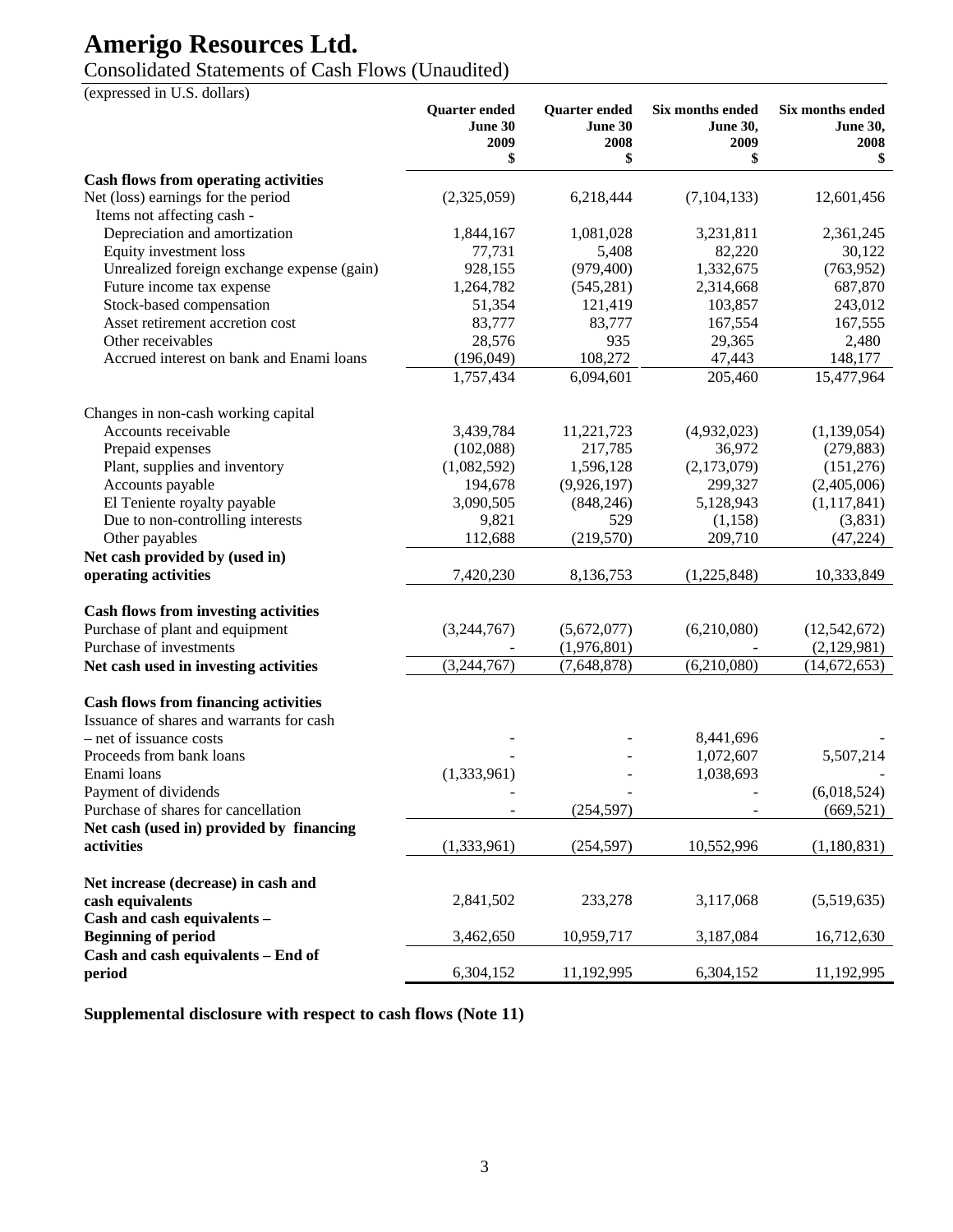# Amerigo Resources Ltd.

## Consolidated Statements of Cash Flows (Unaudited)

(expressed in U.S. dollars)

| | Quarter ended June 30 2009 $ | Quarter ended June 30 2008 $ | Six months ended June 30, 2009 $ | Six months ended June 30, 2008 $ |
|---|---|---|---|---|
| **Cash flows from operating activities** | | | | |
| Net (loss) earnings for the period | (2,325,059) | 6,218,444 | (7,104,133) | 12,601,456 |
| Items not affecting cash - | | | | |
| Depreciation and amortization | 1,844,167 | 1,081,028 | 3,231,811 | 2,361,245 |
| Equity investment loss | 77,731 | 5,408 | 82,220 | 30,122 |
| Unrealized foreign exchange expense (gain) | 928,155 | (979,400) | 1,332,675 | (763,952) |
| Future income tax expense | 1,264,782 | (545,281) | 2,314,668 | 687,870 |
| Stock-based compensation | 51,354 | 121,419 | 103,857 | 243,012 |
| Asset retirement accretion cost | 83,777 | 83,777 | 167,554 | 167,555 |
| Other receivables | 28,576 | 935 | 29,365 | 2,480 |
| Accrued interest on bank and Enami loans | (196,049) | 108,272 | 47,443 | 148,177 |
| | 1,757,434 | 6,094,601 | 205,460 | 15,477,964 |
| Changes in non-cash working capital | | | | |
| Accounts receivable | 3,439,784 | 11,221,723 | (4,932,023) | (1,139,054) |
| Prepaid expenses | (102,088) | 217,785 | 36,972 | (279,883) |
| Plant, supplies and inventory | (1,082,592) | 1,596,128 | (2,173,079) | (151,276) |
| Accounts payable | 194,678 | (9,926,197) | 299,327 | (2,405,006) |
| El Teniente royalty payable | 3,090,505 | (848,246) | 5,128,943 | (1,117,841) |
| Due to non-controlling interests | 9,821 | 529 | (1,158) | (3,831) |
| Other payables | 112,688 | (219,570) | 209,710 | (47,224) |
| **Net cash provided by (used in) operating activities** | 7,420,230 | 8,136,753 | (1,225,848) | 10,333,849 |
| **Cash flows from investing activities** | | | | |
| Purchase of plant and equipment | (3,244,767) | (5,672,077) | (6,210,080) | (12,542,672) |
| Purchase of investments | - | (1,976,801) | - | (2,129,981) |
| **Net cash used in investing activities** | (3,244,767) | (7,648,878) | (6,210,080) | (14,672,653) |
| **Cash flows from financing activities** | | | | |
| Issuance of shares and warrants for cash – net of issuance costs | - | - | 8,441,696 | - |
| Proceeds from bank loans | - | - | 1,072,607 | 5,507,214 |
| Enami loans | (1,333,961) | - | 1,038,693 | - |
| Payment of dividends | - | - | - | (6,018,524) |
| Purchase of shares for cancellation | - | (254,597) | - | (669,521) |
| **Net cash (used in) provided by financing activities** | (1,333,961) | (254,597) | 10,552,996 | (1,180,831) |
| **Net increase (decrease) in cash and cash equivalents** | 2,841,502 | 233,278 | 3,117,068 | (5,519,635) |
| **Cash and cash equivalents – Beginning of period** | 3,462,650 | 10,959,717 | 3,187,084 | 16,712,630 |
| **Cash and cash equivalents – End of period** | 6,304,152 | 11,192,995 | 6,304,152 | 11,192,995 |

**Supplemental disclosure with respect to cash flows (Note 11)**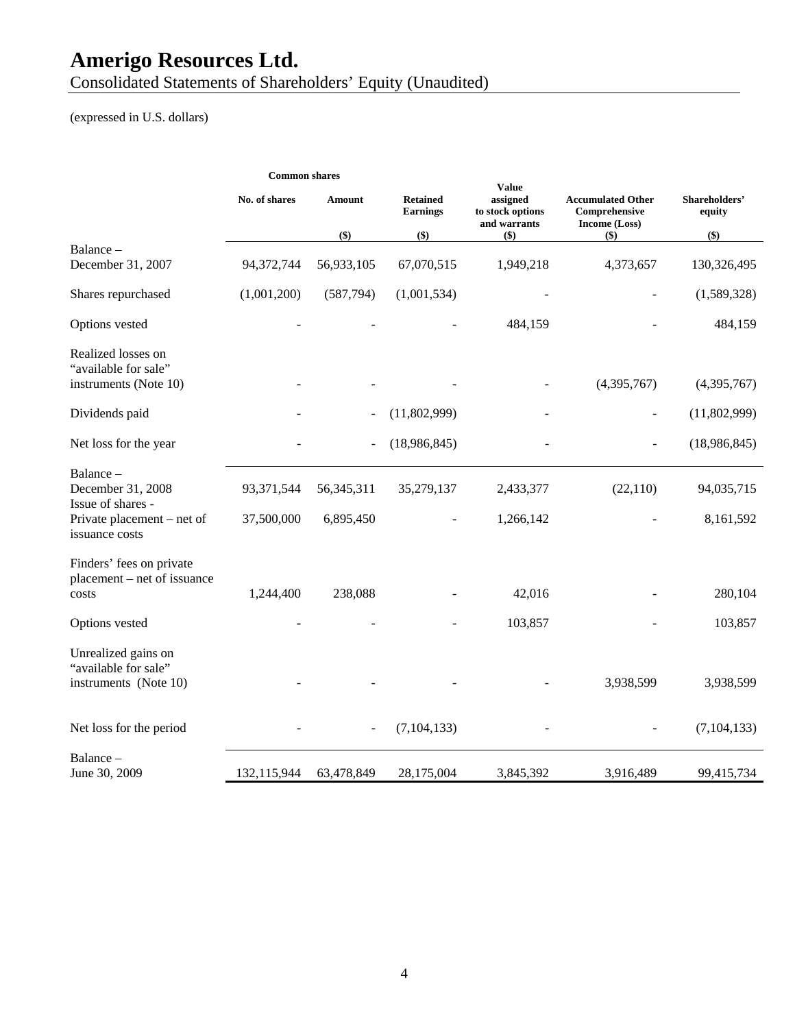# Amerigo Resources Ltd.

Consolidated Statements of Shareholders' Equity (Unaudited)

(expressed in U.S. dollars)

| | Common shares | | | | | |
|---|---|---|---|---|---|---|
| | No. of shares | Amount ($) | Retained Earnings ($) | Value assigned to stock options and warrants ($) | Accumulated Other Comprehensive Income (Loss) ($) | Shareholders' equity ($) |
| Balance – December 31, 2007 | 94,372,744 | 56,933,105 | 67,070,515 | 1,949,218 | 4,373,657 | 130,326,495 |
| Shares repurchased | (1,001,200) | (587,794) | (1,001,534) | - | - | (1,589,328) |
| Options vested | - | - | - | 484,159 | - | 484,159 |
| Realized losses on "available for sale" instruments (Note 10) | - | - | - | - | (4,395,767) | (4,395,767) |
| Dividends paid | - | - | (11,802,999) | - | - | (11,802,999) |
| Net loss for the year | - | - | (18,986,845) | - | - | (18,986,845) |
| Balance – December 31, 2008 | 93,371,544 | 56,345,311 | 35,279,137 | 2,433,377 | (22,110) | 94,035,715 |
| Issue of shares - Private placement – net of issuance costs | 37,500,000 | 6,895,450 | - | 1,266,142 | - | 8,161,592 |
| Finders' fees on private placement – net of issuance costs | 1,244,400 | 238,088 | - | 42,016 | - | 280,104 |
| Options vested | - | - | - | 103,857 | - | 103,857 |
| Unrealized gains on "available for sale" instruments (Note 10) | - | - | - | - | 3,938,599 | 3,938,599 |
| Net loss for the period | - | - | (7,104,133) | - | - | (7,104,133) |
| Balance – June 30, 2009 | 132,115,944 | 63,478,849 | 28,175,004 | 3,845,392 | 3,916,489 | 99,415,734 |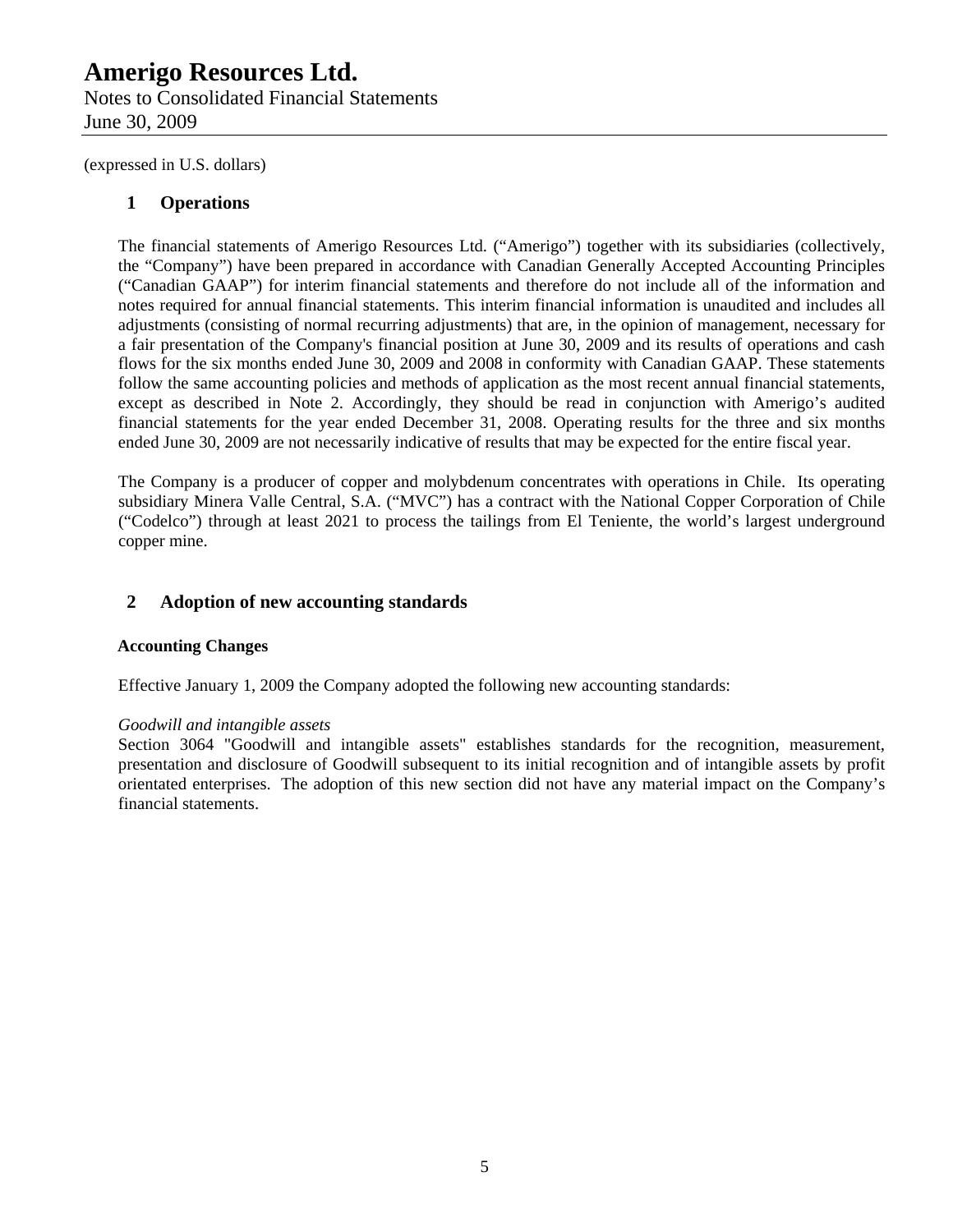# Amerigo Resources Ltd.

Notes to Consolidated Financial Statements
June 30, 2009

(expressed in U.S. dollars)

## 1 Operations

The financial statements of Amerigo Resources Ltd. ("Amerigo") together with its subsidiaries (collectively, the "Company") have been prepared in accordance with Canadian Generally Accepted Accounting Principles ("Canadian GAAP") for interim financial statements and therefore do not include all of the information and notes required for annual financial statements. This interim financial information is unaudited and includes all adjustments (consisting of normal recurring adjustments) that are, in the opinion of management, necessary for a fair presentation of the Company's financial position at June 30, 2009 and its results of operations and cash flows for the six months ended June 30, 2009 and 2008 in conformity with Canadian GAAP. These statements follow the same accounting policies and methods of application as the most recent annual financial statements, except as described in Note 2. Accordingly, they should be read in conjunction with Amerigo's audited financial statements for the year ended December 31, 2008. Operating results for the three and six months ended June 30, 2009 are not necessarily indicative of results that may be expected for the entire fiscal year.

The Company is a producer of copper and molybdenum concentrates with operations in Chile. Its operating subsidiary Minera Valle Central, S.A. ("MVC") has a contract with the National Copper Corporation of Chile ("Codelco") through at least 2021 to process the tailings from El Teniente, the world's largest underground copper mine.

## 2 Adoption of new accounting standards

### Accounting Changes

Effective January 1, 2009 the Company adopted the following new accounting standards:

*Goodwill and intangible assets*
Section 3064 "Goodwill and intangible assets" establishes standards for the recognition, measurement, presentation and disclosure of Goodwill subsequent to its initial recognition and of intangible assets by profit orientated enterprises. The adoption of this new section did not have any material impact on the Company's financial statements.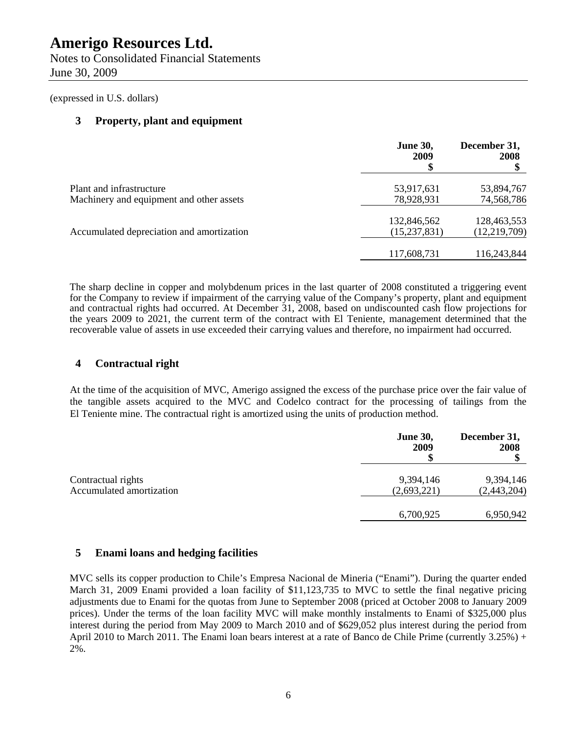# Amerigo Resources Ltd.

Notes to Consolidated Financial Statements
June 30, 2009

(expressed in U.S. dollars)

## 3 Property, plant and equipment

| | June 30, 2009 $ | December 31, 2008 $ |
|---|---|---|
| Plant and infrastructure | 53,917,631 | 53,894,767 |
| Machinery and equipment and other assets | 78,928,931 | 74,568,786 |
| | 132,846,562 | 128,463,553 |
| Accumulated depreciation and amortization | (15,237,831) | (12,219,709) |
| | 117,608,731 | 116,243,844 |

The sharp decline in copper and molybdenum prices in the last quarter of 2008 constituted a triggering event for the Company to review if impairment of the carrying value of the Company's property, plant and equipment and contractual rights had occurred. At December 31, 2008, based on undiscounted cash flow projections for the years 2009 to 2021, the current term of the contract with El Teniente, management determined that the recoverable value of assets in use exceeded their carrying values and therefore, no impairment had occurred.

## 4 Contractual right

At the time of the acquisition of MVC, Amerigo assigned the excess of the purchase price over the fair value of the tangible assets acquired to the MVC and Codelco contract for the processing of tailings from the El Teniente mine. The contractual right is amortized using the units of production method.

| | June 30, 2009 $ | December 31, 2008 $ |
|---|---|---|
| Contractual rights | 9,394,146 | 9,394,146 |
| Accumulated amortization | (2,693,221) | (2,443,204) |
| | 6,700,925 | 6,950,942 |

## 5 Enami loans and hedging facilities

MVC sells its copper production to Chile's Empresa Nacional de Mineria ("Enami"). During the quarter ended March 31, 2009 Enami provided a loan facility of $11,123,735 to MVC to settle the final negative pricing adjustments due to Enami for the quotas from June to September 2008 (priced at October 2008 to January 2009 prices). Under the terms of the loan facility MVC will make monthly instalments to Enami of $325,000 plus interest during the period from May 2009 to March 2010 and of $629,052 plus interest during the period from April 2010 to March 2011. The Enami loan bears interest at a rate of Banco de Chile Prime (currently 3.25%) + 2%.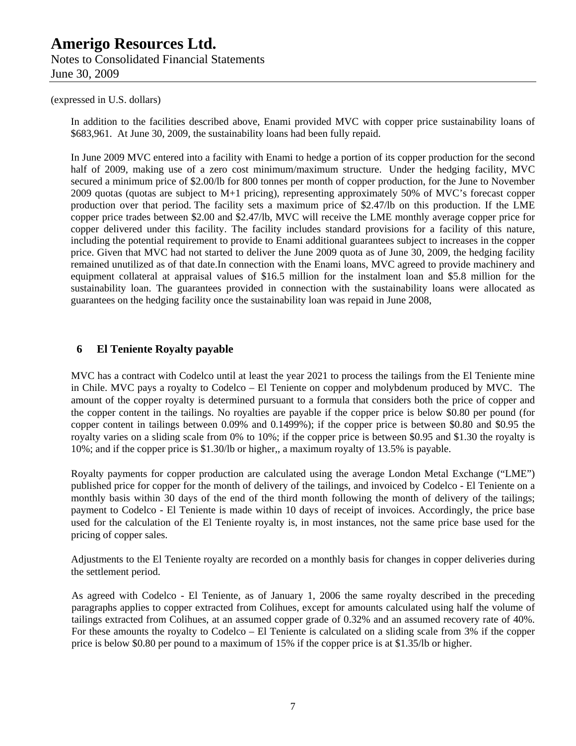(expressed in U.S. dollars)

In addition to the facilities described above, Enami provided MVC with copper price sustainability loans of $683,961. At June 30, 2009, the sustainability loans had been fully repaid.

In June 2009 MVC entered into a facility with Enami to hedge a portion of its copper production for the second half of 2009, making use of a zero cost minimum/maximum structure. Under the hedging facility, MVC secured a minimum price of $2.00/lb for 800 tonnes per month of copper production, for the June to November 2009 quotas (quotas are subject to M+1 pricing), representing approximately 50% of MVC's forecast copper production over that period. The facility sets a maximum price of $2.47/lb on this production. If the LME copper price trades between $2.00 and $2.47/lb, MVC will receive the LME monthly average copper price for copper delivered under this facility. The facility includes standard provisions for a facility of this nature, including the potential requirement to provide to Enami additional guarantees subject to increases in the copper price. Given that MVC had not started to deliver the June 2009 quota as of June 30, 2009, the hedging facility remained unutilized as of that date.In connection with the Enami loans, MVC agreed to provide machinery and equipment collateral at appraisal values of $16.5 million for the instalment loan and $5.8 million for the sustainability loan. The guarantees provided in connection with the sustainability loans were allocated as guarantees on the hedging facility once the sustainability loan was repaid in June 2008,

## 6 El Teniente Royalty payable

MVC has a contract with Codelco until at least the year 2021 to process the tailings from the El Teniente mine in Chile. MVC pays a royalty to Codelco – El Teniente on copper and molybdenum produced by MVC. The amount of the copper royalty is determined pursuant to a formula that considers both the price of copper and the copper content in the tailings. No royalties are payable if the copper price is below $0.80 per pound (for copper content in tailings between 0.09% and 0.1499%); if the copper price is between $0.80 and $0.95 the royalty varies on a sliding scale from 0% to 10%; if the copper price is between $0.95 and $1.30 the royalty is 10%; and if the copper price is $1.30/lb or higher,, a maximum royalty of 13.5% is payable.

Royalty payments for copper production are calculated using the average London Metal Exchange ("LME") published price for copper for the month of delivery of the tailings, and invoiced by Codelco - El Teniente on a monthly basis within 30 days of the end of the third month following the month of delivery of the tailings; payment to Codelco - El Teniente is made within 10 days of receipt of invoices. Accordingly, the price base used for the calculation of the El Teniente royalty is, in most instances, not the same price base used for the pricing of copper sales.

Adjustments to the El Teniente royalty are recorded on a monthly basis for changes in copper deliveries during the settlement period.

As agreed with Codelco - El Teniente, as of January 1, 2006 the same royalty described in the preceding paragraphs applies to copper extracted from Colihues, except for amounts calculated using half the volume of tailings extracted from Colihues, at an assumed copper grade of 0.32% and an assumed recovery rate of 40%. For these amounts the royalty to Codelco – El Teniente is calculated on a sliding scale from 3% if the copper price is below $0.80 per pound to a maximum of 15% if the copper price is at $1.35/lb or higher.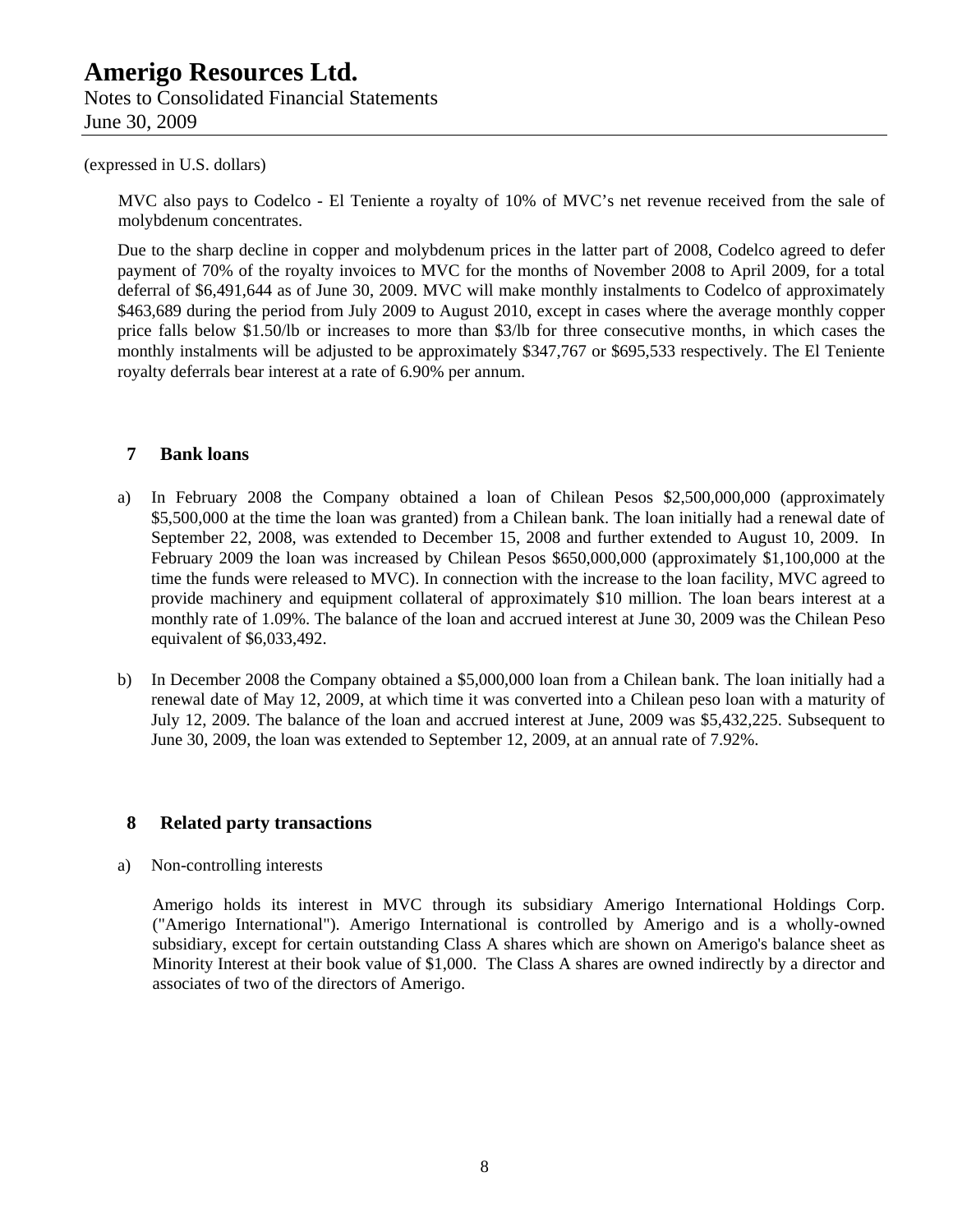(expressed in U.S. dollars)

MVC also pays to Codelco - El Teniente a royalty of 10% of MVC's net revenue received from the sale of molybdenum concentrates.

Due to the sharp decline in copper and molybdenum prices in the latter part of 2008, Codelco agreed to defer payment of 70% of the royalty invoices to MVC for the months of November 2008 to April 2009, for a total deferral of $6,491,644 as of June 30, 2009. MVC will make monthly instalments to Codelco of approximately $463,689 during the period from July 2009 to August 2010, except in cases where the average monthly copper price falls below $1.50/lb or increases to more than $3/lb for three consecutive months, in which cases the monthly instalments will be adjusted to be approximately $347,767 or $695,533 respectively. The El Teniente royalty deferrals bear interest at a rate of 6.90% per annum.

## 7 Bank loans

a) In February 2008 the Company obtained a loan of Chilean Pesos $2,500,000,000 (approximately $5,500,000 at the time the loan was granted) from a Chilean bank. The loan initially had a renewal date of September 22, 2008, was extended to December 15, 2008 and further extended to August 10, 2009. In February 2009 the loan was increased by Chilean Pesos $650,000,000 (approximately $1,100,000 at the time the funds were released to MVC). In connection with the increase to the loan facility, MVC agreed to provide machinery and equipment collateral of approximately $10 million. The loan bears interest at a monthly rate of 1.09%. The balance of the loan and accrued interest at June 30, 2009 was the Chilean Peso equivalent of $6,033,492.

b) In December 2008 the Company obtained a $5,000,000 loan from a Chilean bank. The loan initially had a renewal date of May 12, 2009, at which time it was converted into a Chilean peso loan with a maturity of July 12, 2009. The balance of the loan and accrued interest at June, 2009 was $5,432,225. Subsequent to June 30, 2009, the loan was extended to September 12, 2009, at an annual rate of 7.92%.

## 8 Related party transactions

a) Non-controlling interests

Amerigo holds its interest in MVC through its subsidiary Amerigo International Holdings Corp. ("Amerigo International"). Amerigo International is controlled by Amerigo and is a wholly-owned subsidiary, except for certain outstanding Class A shares which are shown on Amerigo's balance sheet as Minority Interest at their book value of $1,000. The Class A shares are owned indirectly by a director and associates of two of the directors of Amerigo.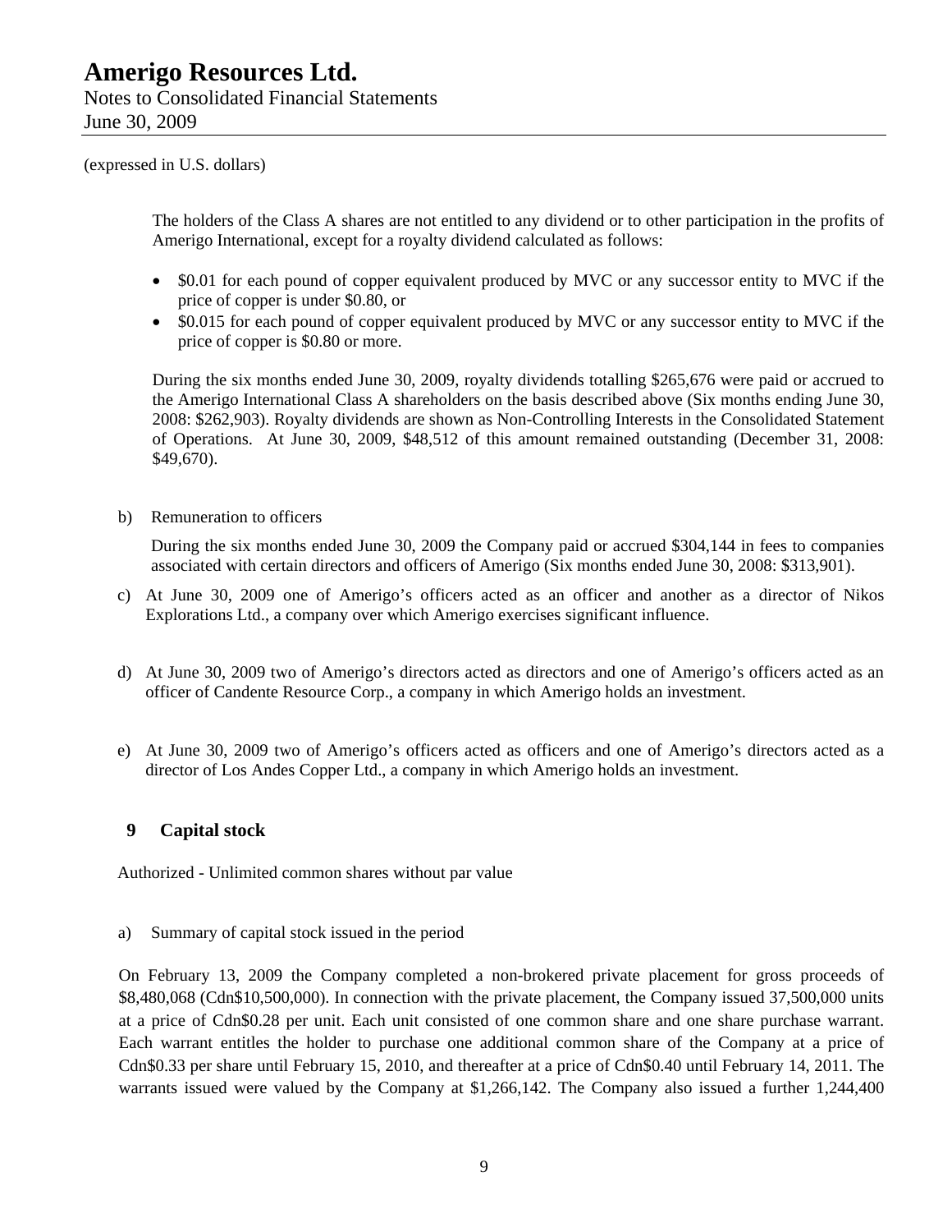(expressed in U.S. dollars)

The holders of the Class A shares are not entitled to any dividend or to other participation in the profits of Amerigo International, except for a royalty dividend calculated as follows:

- $0.01 for each pound of copper equivalent produced by MVC or any successor entity to MVC if the price of copper is under $0.80, or
- $0.015 for each pound of copper equivalent produced by MVC or any successor entity to MVC if the price of copper is $0.80 or more.

During the six months ended June 30, 2009, royalty dividends totalling $265,676 were paid or accrued to the Amerigo International Class A shareholders on the basis described above (Six months ending June 30, 2008: $262,903). Royalty dividends are shown as Non-Controlling Interests in the Consolidated Statement of Operations. At June 30, 2009, $48,512 of this amount remained outstanding (December 31, 2008: $49,670).

b) Remuneration to officers

During the six months ended June 30, 2009 the Company paid or accrued $304,144 in fees to companies associated with certain directors and officers of Amerigo (Six months ended June 30, 2008: $313,901).

c) At June 30, 2009 one of Amerigo's officers acted as an officer and another as a director of Nikos Explorations Ltd., a company over which Amerigo exercises significant influence.

d) At June 30, 2009 two of Amerigo's directors acted as directors and one of Amerigo's officers acted as an officer of Candente Resource Corp., a company in which Amerigo holds an investment.

e) At June 30, 2009 two of Amerigo's officers acted as officers and one of Amerigo's directors acted as a director of Los Andes Copper Ltd., a company in which Amerigo holds an investment.

## 9 Capital stock

Authorized - Unlimited common shares without par value

a) Summary of capital stock issued in the period

On February 13, 2009 the Company completed a non-brokered private placement for gross proceeds of $8,480,068 (Cdn$10,500,000). In connection with the private placement, the Company issued 37,500,000 units at a price of Cdn$0.28 per unit. Each unit consisted of one common share and one share purchase warrant. Each warrant entitles the holder to purchase one additional common share of the Company at a price of Cdn$0.33 per share until February 15, 2010, and thereafter at a price of Cdn$0.40 until February 14, 2011. The warrants issued were valued by the Company at $1,266,142. The Company also issued a further 1,244,400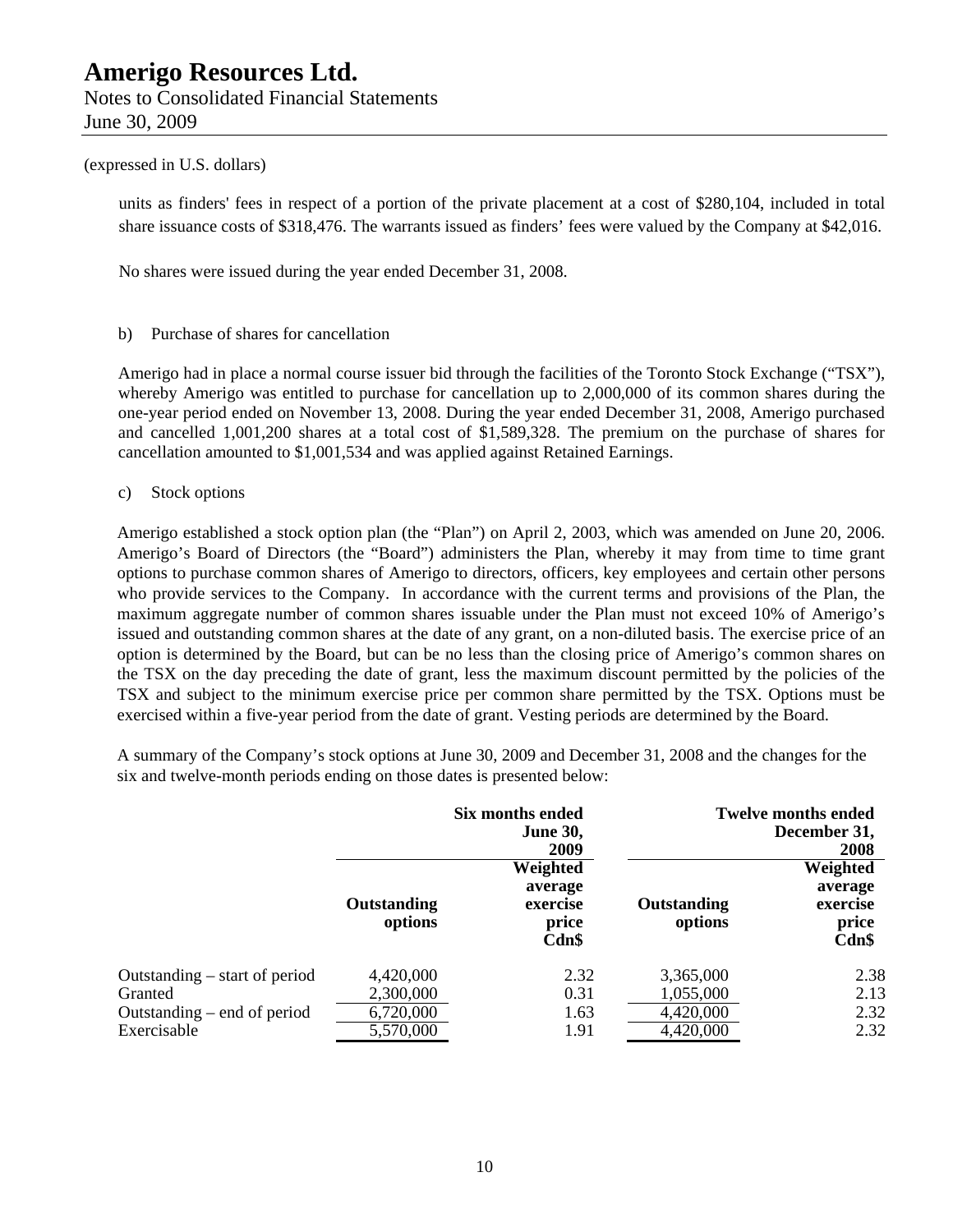(expressed in U.S. dollars)

units as finders' fees in respect of a portion of the private placement at a cost of $280,104, included in total share issuance costs of $318,476. The warrants issued as finders' fees were valued by the Company at $42,016.

No shares were issued during the year ended December 31, 2008.

b) Purchase of shares for cancellation

Amerigo had in place a normal course issuer bid through the facilities of the Toronto Stock Exchange ("TSX"), whereby Amerigo was entitled to purchase for cancellation up to 2,000,000 of its common shares during the one-year period ended on November 13, 2008. During the year ended December 31, 2008, Amerigo purchased and cancelled 1,001,200 shares at a total cost of $1,589,328. The premium on the purchase of shares for cancellation amounted to $1,001,534 and was applied against Retained Earnings.

c) Stock options

Amerigo established a stock option plan (the "Plan") on April 2, 2003, which was amended on June 20, 2006. Amerigo's Board of Directors (the "Board") administers the Plan, whereby it may from time to time grant options to purchase common shares of Amerigo to directors, officers, key employees and certain other persons who provide services to the Company. In accordance with the current terms and provisions of the Plan, the maximum aggregate number of common shares issuable under the Plan must not exceed 10% of Amerigo's issued and outstanding common shares at the date of any grant, on a non-diluted basis. The exercise price of an option is determined by the Board, but can be no less than the closing price of Amerigo's common shares on the TSX on the day preceding the date of grant, less the maximum discount permitted by the policies of the TSX and subject to the minimum exercise price per common share permitted by the TSX. Options must be exercised within a five-year period from the date of grant. Vesting periods are determined by the Board.

A summary of the Company's stock options at June 30, 2009 and December 31, 2008 and the changes for the six and twelve-month periods ending on those dates is presented below:

| | **Six months ended June 30, 2009** | | **Twelve months ended December 31, 2008** | |
|---|---|---|---|---|
| | **Outstanding options** | **Weighted average exercise price Cdn$** | **Outstanding options** | **Weighted average exercise price Cdn$** |
| Outstanding – start of period | 4,420,000 | 2.32 | 3,365,000 | 2.38 |
| Granted | 2,300,000 | 0.31 | 1,055,000 | 2.13 |
| Outstanding – end of period | 6,720,000 | 1.63 | 4,420,000 | 2.32 |
| Exercisable | 5,570,000 | 1.91 | 4,420,000 | 2.32 |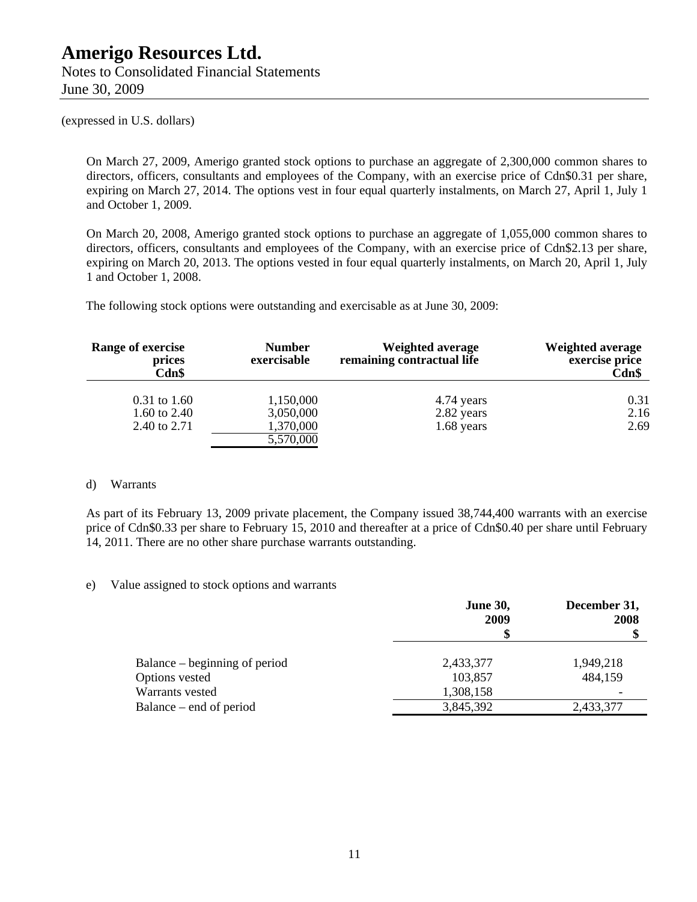(expressed in U.S. dollars)

On March 27, 2009, Amerigo granted stock options to purchase an aggregate of 2,300,000 common shares to directors, officers, consultants and employees of the Company, with an exercise price of Cdn$0.31 per share, expiring on March 27, 2014. The options vest in four equal quarterly instalments, on March 27, April 1, July 1 and October 1, 2009.

On March 20, 2008, Amerigo granted stock options to purchase an aggregate of 1,055,000 common shares to directors, officers, consultants and employees of the Company, with an exercise price of Cdn$2.13 per share, expiring on March 20, 2013. The options vested in four equal quarterly instalments, on March 20, April 1, July 1 and October 1, 2008.

The following stock options were outstanding and exercisable as at June 30, 2009:

| Range of exercise prices Cdn$ | Number exercisable | Weighted average remaining contractual life | Weighted average exercise price Cdn$ |
|---|---|---|---|
| 0.31 to 1.60 | 1,150,000 | 4.74 years | 0.31 |
| 1.60 to 2.40 | 3,050,000 | 2.82 years | 2.16 |
| 2.40 to 2.71 | 1,370,000 | 1.68 years | 2.69 |
| | 5,570,000 | | |

d) Warrants

As part of its February 13, 2009 private placement, the Company issued 38,744,400 warrants with an exercise price of Cdn$0.33 per share to February 15, 2010 and thereafter at a price of Cdn$0.40 per share until February 14, 2011. There are no other share purchase warrants outstanding.

e) Value assigned to stock options and warrants

| | June 30, 2009 $ | December 31, 2008 $ |
|---|---|---|
| Balance – beginning of period | 2,433,377 | 1,949,218 |
| Options vested | 103,857 | 484,159 |
| Warrants vested | 1,308,158 | - |
| Balance – end of period | 3,845,392 | 2,433,377 |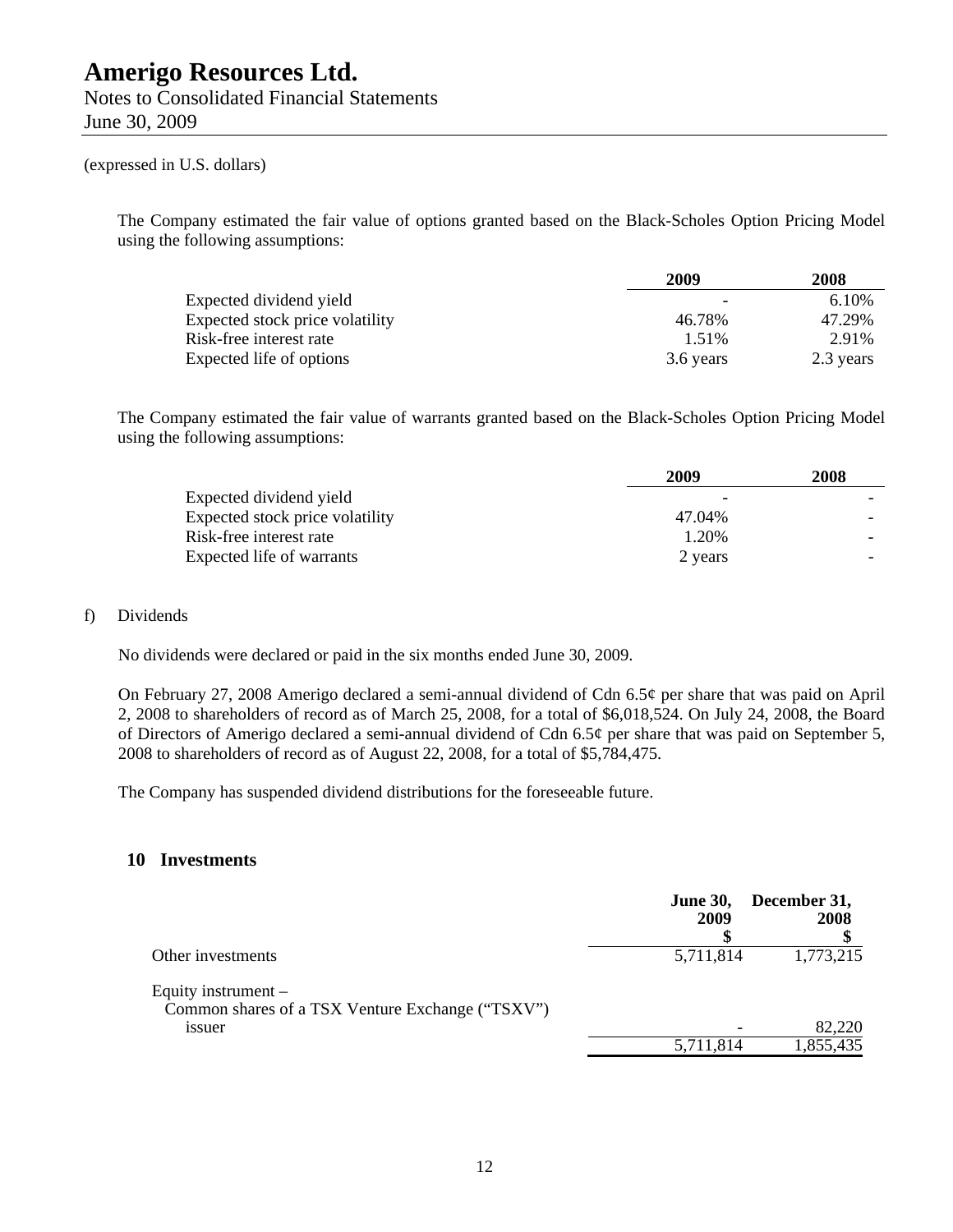(expressed in U.S. dollars)

The Company estimated the fair value of options granted based on the Black-Scholes Option Pricing Model using the following assumptions:

| | 2009 | 2008 |
|---|---|---|
| Expected dividend yield | - | 6.10% |
| Expected stock price volatility | 46.78% | 47.29% |
| Risk-free interest rate | 1.51% | 2.91% |
| Expected life of options | 3.6 years | 2.3 years |

The Company estimated the fair value of warrants granted based on the Black-Scholes Option Pricing Model using the following assumptions:

| | 2009 | 2008 |
|---|---|---|
| Expected dividend yield | - | - |
| Expected stock price volatility | 47.04% | - |
| Risk-free interest rate | 1.20% | - |
| Expected life of warrants | 2 years | - |

f) Dividends

No dividends were declared or paid in the six months ended June 30, 2009.

On February 27, 2008 Amerigo declared a semi-annual dividend of Cdn 6.5¢ per share that was paid on April 2, 2008 to shareholders of record as of March 25, 2008, for a total of $6,018,524. On July 24, 2008, the Board of Directors of Amerigo declared a semi-annual dividend of Cdn 6.5¢ per share that was paid on September 5, 2008 to shareholders of record as of August 22, 2008, for a total of $5,784,475.

The Company has suspended dividend distributions for the foreseeable future.

## 10 Investments

| | June 30, 2009 $ | December 31, 2008 $ |
|---|---|---|
| Other investments | 5,711,814 | 1,773,215 |
| Equity instrument – Common shares of a TSX Venture Exchange ("TSXV") issuer | - | 82,220 |
| | 5,711,814 | 1,855,435 |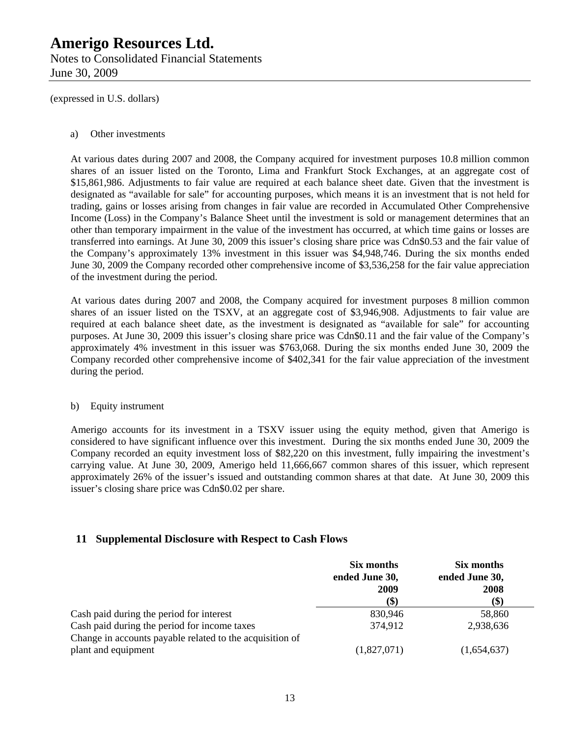(expressed in U.S. dollars)

a) Other investments

At various dates during 2007 and 2008, the Company acquired for investment purposes 10.8 million common shares of an issuer listed on the Toronto, Lima and Frankfurt Stock Exchanges, at an aggregate cost of $15,861,986. Adjustments to fair value are required at each balance sheet date. Given that the investment is designated as "available for sale" for accounting purposes, which means it is an investment that is not held for trading, gains or losses arising from changes in fair value are recorded in Accumulated Other Comprehensive Income (Loss) in the Company's Balance Sheet until the investment is sold or management determines that an other than temporary impairment in the value of the investment has occurred, at which time gains or losses are transferred into earnings. At June 30, 2009 this issuer's closing share price was Cdn$0.53 and the fair value of the Company's approximately 13% investment in this issuer was $4,948,746. During the six months ended June 30, 2009 the Company recorded other comprehensive income of $3,536,258 for the fair value appreciation of the investment during the period.

At various dates during 2007 and 2008, the Company acquired for investment purposes 8 million common shares of an issuer listed on the TSXV, at an aggregate cost of $3,946,908. Adjustments to fair value are required at each balance sheet date, as the investment is designated as "available for sale" for accounting purposes. At June 30, 2009 this issuer's closing share price was Cdn$0.11 and the fair value of the Company's approximately 4% investment in this issuer was $763,068. During the six months ended June 30, 2009 the Company recorded other comprehensive income of $402,341 for the fair value appreciation of the investment during the period.

b) Equity instrument

Amerigo accounts for its investment in a TSXV issuer using the equity method, given that Amerigo is considered to have significant influence over this investment. During the six months ended June 30, 2009 the Company recorded an equity investment loss of $82,220 on this investment, fully impairing the investment's carrying value. At June 30, 2009, Amerigo held 11,666,667 common shares of this issuer, which represent approximately 26% of the issuer's issued and outstanding common shares at that date. At June 30, 2009 this issuer's closing share price was Cdn$0.02 per share.

## 11 Supplemental Disclosure with Respect to Cash Flows

| | Six months ended June 30, 2009 ($) | Six months ended June 30, 2008 ($) |
|---|---|---|
| Cash paid during the period for interest | 830,946 | 58,860 |
| Cash paid during the period for income taxes | 374,912 | 2,938,636 |
| Change in accounts payable related to the acquisition of plant and equipment | (1,827,071) | (1,654,637) |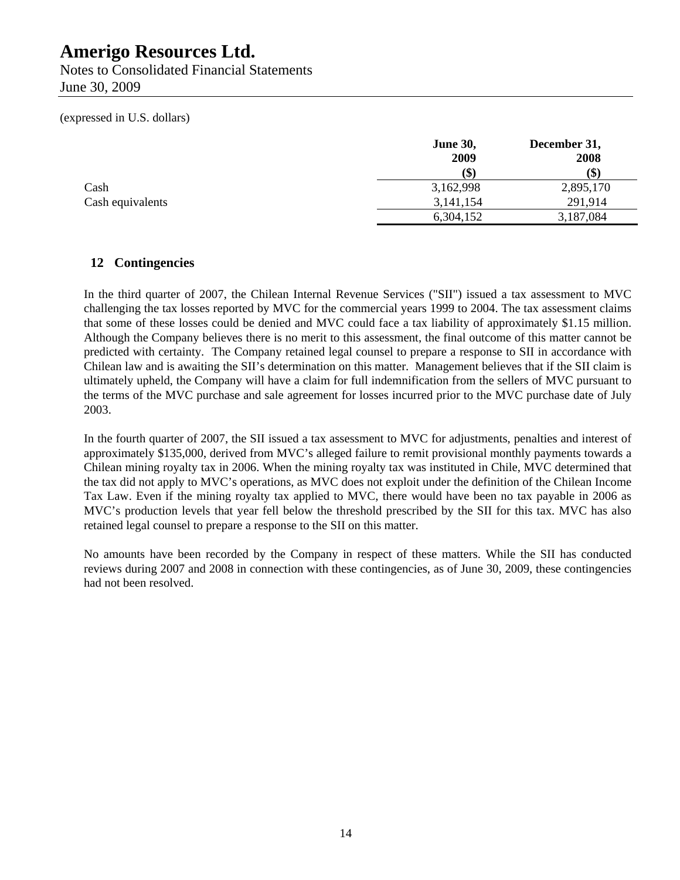(expressed in U.S. dollars)

| | June 30, 2009 ($) | December 31, 2008 ($) |
|---|---|---|
| Cash | 3,162,998 | 2,895,170 |
| Cash equivalents | 3,141,154 | 291,914 |
| | 6,304,152 | 3,187,084 |

## 12 Contingencies

In the third quarter of 2007, the Chilean Internal Revenue Services ("SII") issued a tax assessment to MVC challenging the tax losses reported by MVC for the commercial years 1999 to 2004. The tax assessment claims that some of these losses could be denied and MVC could face a tax liability of approximately $1.15 million. Although the Company believes there is no merit to this assessment, the final outcome of this matter cannot be predicted with certainty. The Company retained legal counsel to prepare a response to SII in accordance with Chilean law and is awaiting the SII's determination on this matter. Management believes that if the SII claim is ultimately upheld, the Company will have a claim for full indemnification from the sellers of MVC pursuant to the terms of the MVC purchase and sale agreement for losses incurred prior to the MVC purchase date of July 2003.

In the fourth quarter of 2007, the SII issued a tax assessment to MVC for adjustments, penalties and interest of approximately $135,000, derived from MVC's alleged failure to remit provisional monthly payments towards a Chilean mining royalty tax in 2006. When the mining royalty tax was instituted in Chile, MVC determined that the tax did not apply to MVC's operations, as MVC does not exploit under the definition of the Chilean Income Tax Law. Even if the mining royalty tax applied to MVC, there would have been no tax payable in 2006 as MVC's production levels that year fell below the threshold prescribed by the SII for this tax. MVC has also retained legal counsel to prepare a response to the SII on this matter.

No amounts have been recorded by the Company in respect of these matters. While the SII has conducted reviews during 2007 and 2008 in connection with these contingencies, as of June 30, 2009, these contingencies had not been resolved.